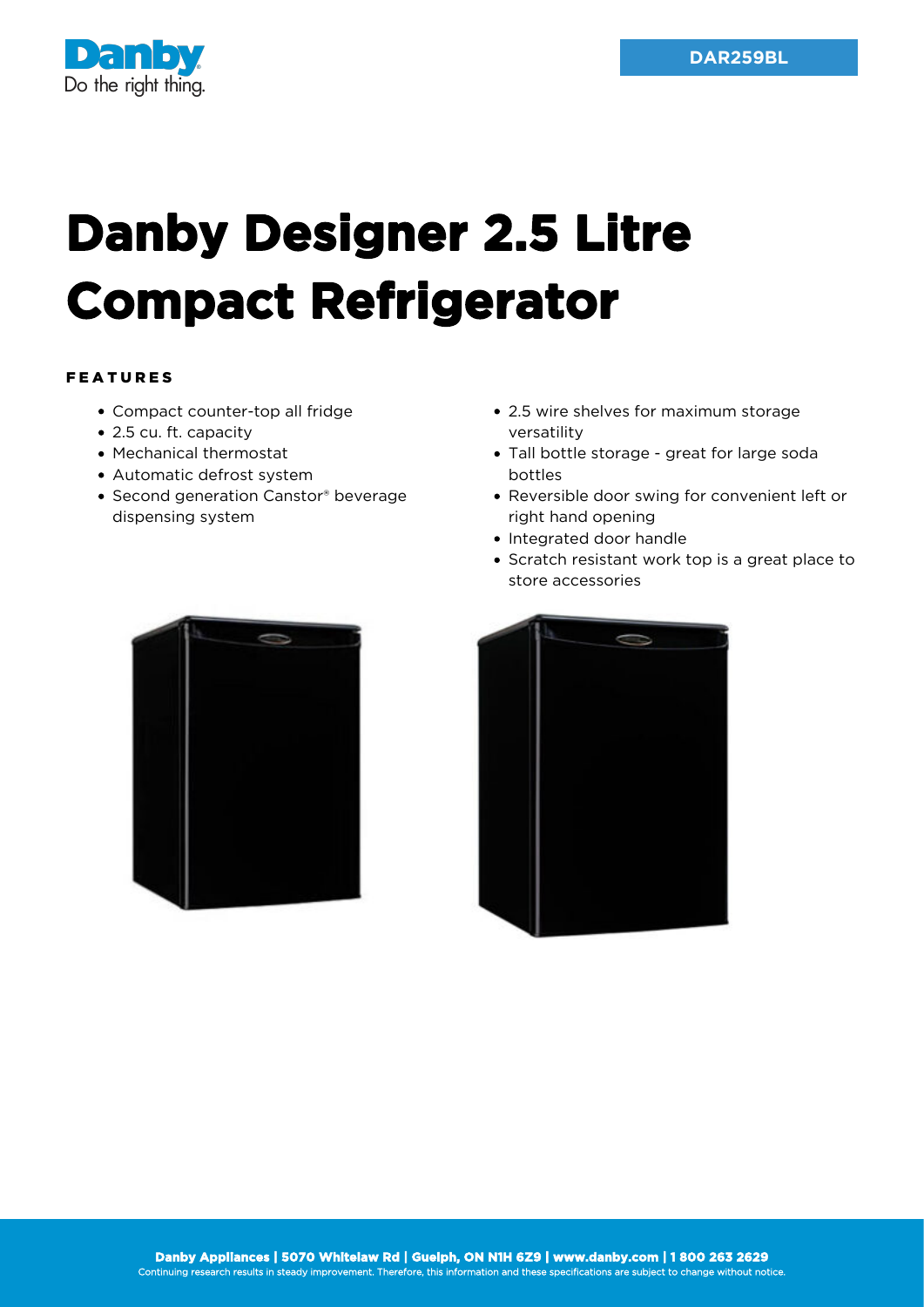Danby
Do the right thing.

DAR259BL

# Danby Designer 2.5 Litre Compact Refrigerator

## FEATURES

- Compact counter-top all fridge
- 2.5 cu. ft. capacity
- Mechanical thermostat
- Automatic defrost system
- Second generation Canstor® beverage dispensing system
- 2.5 wire shelves for maximum storage versatility
- Tall bottle storage - great for large soda bottles
- Reversible door swing for convenient left or right hand opening
- Integrated door handle
- Scratch resistant work top is a great place to store accessories

**Danby Appliances | 5070 Whitelaw Rd | Guelph, ON N1H 6Z9 | www.danby.com | 1 800 263 2629**
Continuing research results in steady improvement. Therefore, this information and these specifications are subject to change without notice.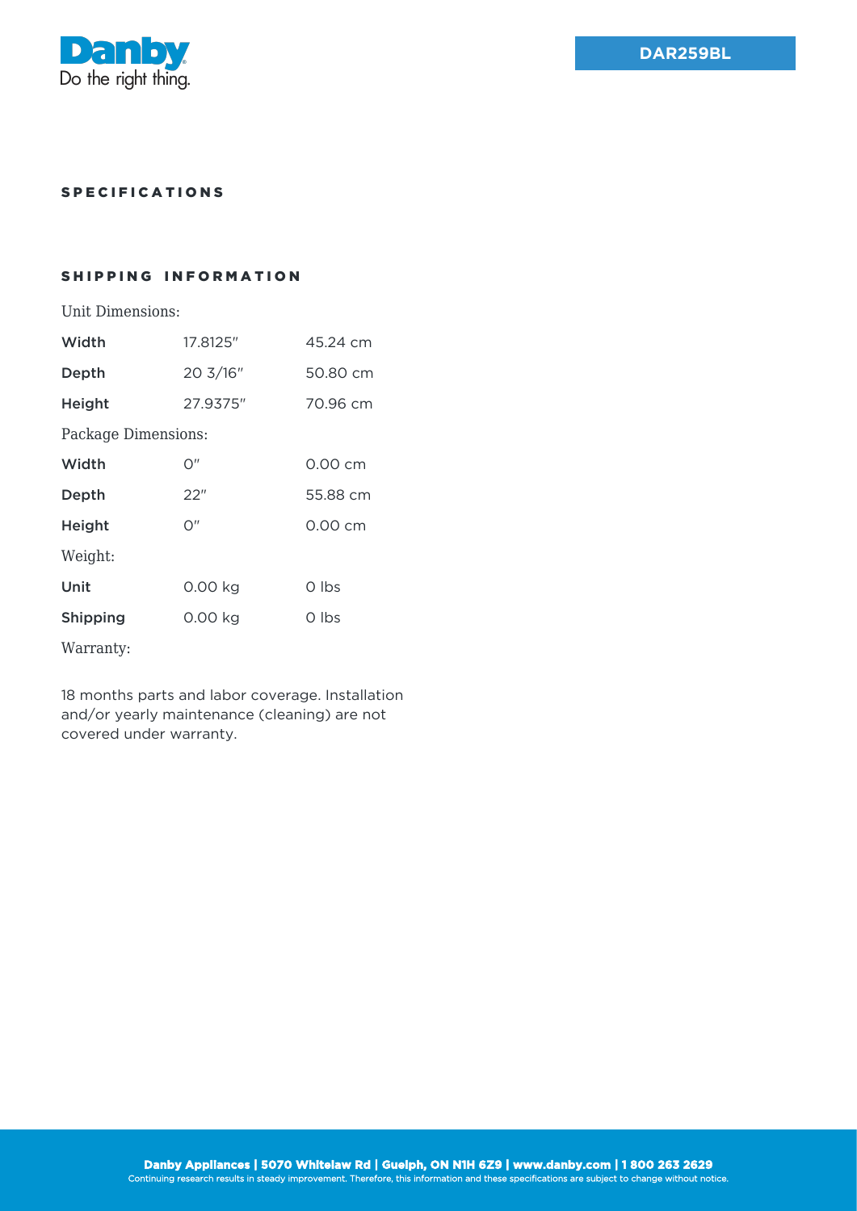Danby
Do the right thing.

DAR259BL

## SPECIFICATIONS

### SHIPPING INFORMATION

Unit Dimensions:

| | | |
|---|---|---|
| **Width** | 17.8125" | 45.24 cm |
| **Depth** | 20 3/16" | 50.80 cm |
| **Height** | 27.9375" | 70.96 cm |

Package Dimensions:

| | | |
|---|---|---|
| **Width** | 0" | 0.00 cm |
| **Depth** | 22" | 55.88 cm |
| **Height** | 0" | 0.00 cm |

Weight:

| | | |
|---|---|---|
| **Unit** | 0.00 kg | 0 lbs |
| **Shipping** | 0.00 kg | 0 lbs |

Warranty:

18 months parts and labor coverage. Installation and/or yearly maintenance (cleaning) are not covered under warranty.

**Danby Appliances | 5070 Whitelaw Rd | Guelph, ON N1H 6Z9 | www.danby.com | 1 800 263 2629**
Continuing research results in steady improvement. Therefore, this information and these specifications are subject to change without notice.